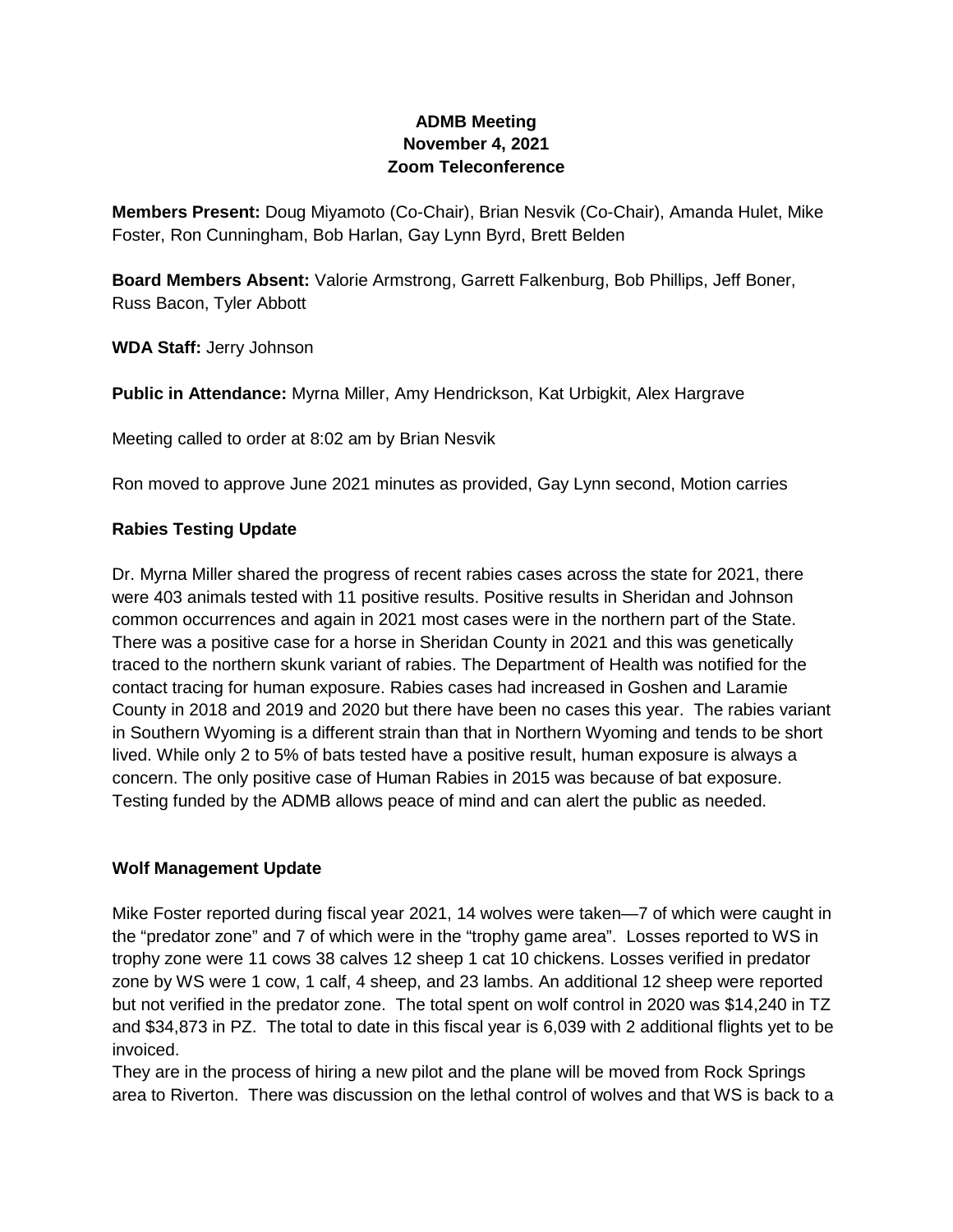**ADMB Meeting**
**November 4, 2021**
**Zoom Teleconference**

**Members Present:** Doug Miyamoto (Co-Chair), Brian Nesvik (Co-Chair), Amanda Hulet, Mike Foster, Ron Cunningham, Bob Harlan, Gay Lynn Byrd, Brett Belden

**Board Members Absent:** Valorie Armstrong, Garrett Falkenburg, Bob Phillips, Jeff Boner, Russ Bacon, Tyler Abbott

**WDA Staff:** Jerry Johnson

**Public in Attendance:** Myrna Miller, Amy Hendrickson, Kat Urbigkit, Alex Hargrave

Meeting called to order at 8:02 am by Brian Nesvik

Ron moved to approve June 2021 minutes as provided, Gay Lynn second, Motion carries

## Rabies Testing Update

Dr. Myrna Miller shared the progress of recent rabies cases across the state for 2021, there were 403 animals tested with 11 positive results. Positive results in Sheridan and Johnson common occurrences and again in 2021 most cases were in the northern part of the State. There was a positive case for a horse in Sheridan County in 2021 and this was genetically traced to the northern skunk variant of rabies. The Department of Health was notified for the contact tracing for human exposure. Rabies cases had increased in Goshen and Laramie County in 2018 and 2019 and 2020 but there have been no cases this year. The rabies variant in Southern Wyoming is a different strain than that in Northern Wyoming and tends to be short lived. While only 2 to 5% of bats tested have a positive result, human exposure is always a concern. The only positive case of Human Rabies in 2015 was because of bat exposure. Testing funded by the ADMB allows peace of mind and can alert the public as needed.

## Wolf Management Update

Mike Foster reported during fiscal year 2021, 14 wolves were taken—7 of which were caught in the "predator zone" and 7 of which were in the "trophy game area". Losses reported to WS in trophy zone were 11 cows 38 calves 12 sheep 1 cat 10 chickens. Losses verified in predator zone by WS were 1 cow, 1 calf, 4 sheep, and 23 lambs. An additional 12 sheep were reported but not verified in the predator zone. The total spent on wolf control in 2020 was $14,240 in TZ and $34,873 in PZ. The total to date in this fiscal year is 6,039 with 2 additional flights yet to be invoiced.
They are in the process of hiring a new pilot and the plane will be moved from Rock Springs area to Riverton. There was discussion on the lethal control of wolves and that WS is back to a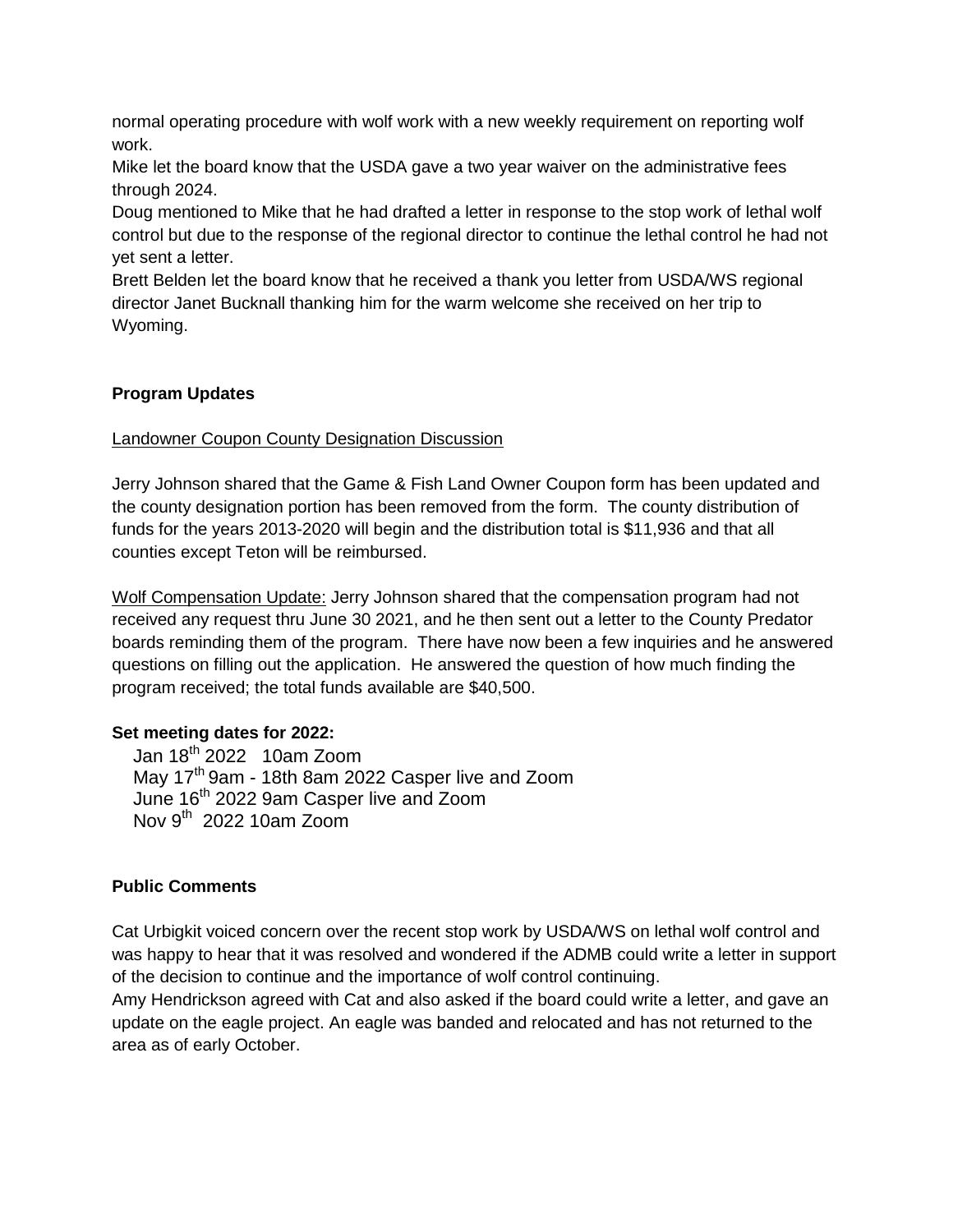normal operating procedure with wolf work with a new weekly requirement on reporting wolf work.

Mike let the board know that the USDA gave a two year waiver on the administrative fees through 2024.

Doug mentioned to Mike that he had drafted a letter in response to the stop work of lethal wolf control but due to the response of the regional director to continue the lethal control he had not yet sent a letter.

Brett Belden let the board know that he received a thank you letter from USDA/WS regional director Janet Bucknall thanking him for the warm welcome she received on her trip to Wyoming.

**Program Updates**

Landowner Coupon County Designation Discussion

Jerry Johnson shared that the Game & Fish Land Owner Coupon form has been updated and the county designation portion has been removed from the form. The county distribution of funds for the years 2013-2020 will begin and the distribution total is $11,936 and that all counties except Teton will be reimbursed.

Wolf Compensation Update: Jerry Johnson shared that the compensation program had not received any request thru June 30 2021, and he then sent out a letter to the County Predator boards reminding them of the program. There have now been a few inquiries and he answered questions on filling out the application. He answered the question of how much finding the program received; the total funds available are $40,500.

**Set meeting dates for 2022:**

Jan 18th 2022 10am Zoom
May 17th 9am - 18th 8am 2022 Casper live and Zoom
June 16th 2022 9am Casper live and Zoom
Nov 9th 2022 10am Zoom

**Public Comments**

Cat Urbigkit voiced concern over the recent stop work by USDA/WS on lethal wolf control and was happy to hear that it was resolved and wondered if the ADMB could write a letter in support of the decision to continue and the importance of wolf control continuing.

Amy Hendrickson agreed with Cat and also asked if the board could write a letter, and gave an update on the eagle project. An eagle was banded and relocated and has not returned to the area as of early October.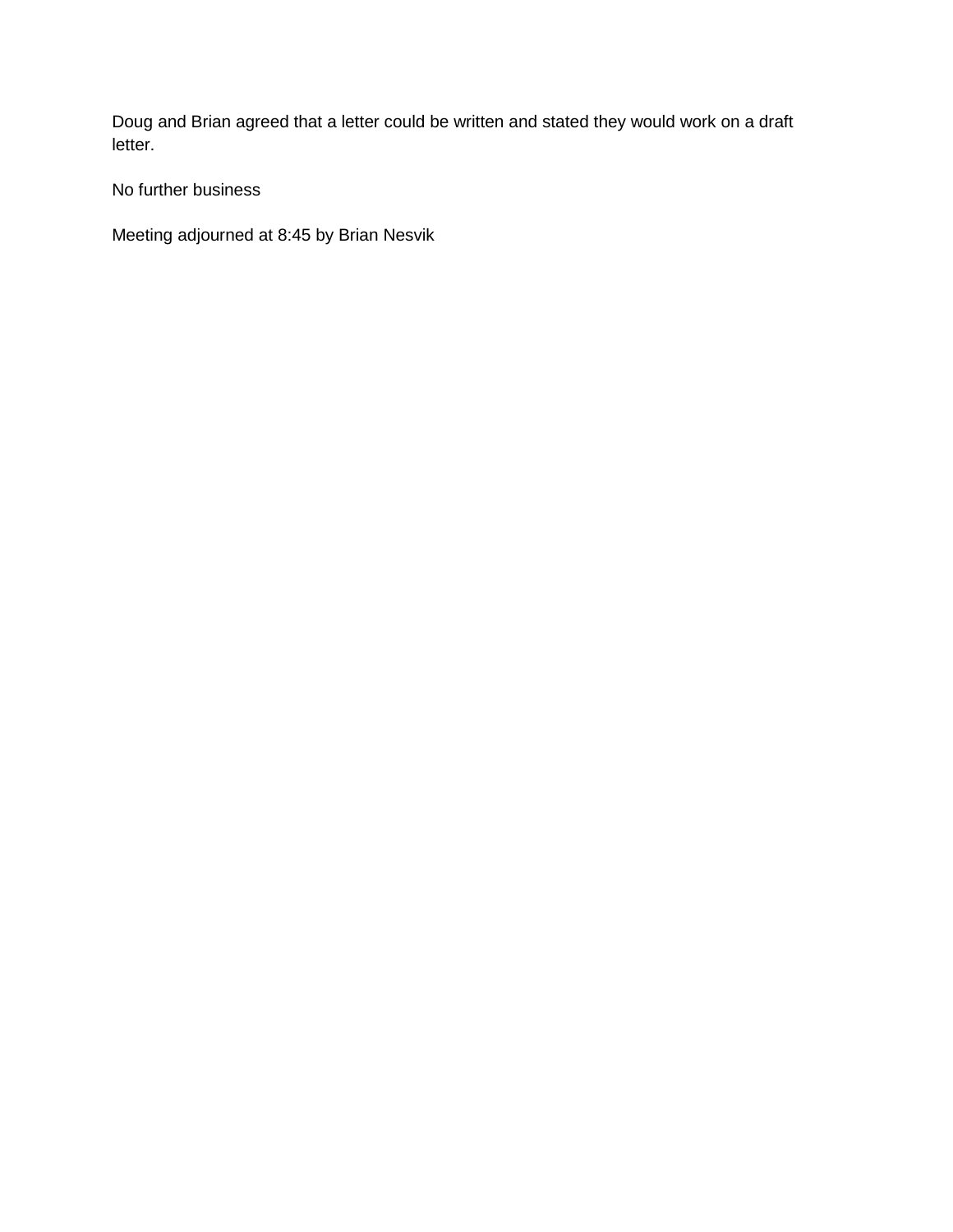Doug and Brian agreed that a letter could be written and stated they would work on a draft letter.

No further business

Meeting adjourned at 8:45 by Brian Nesvik